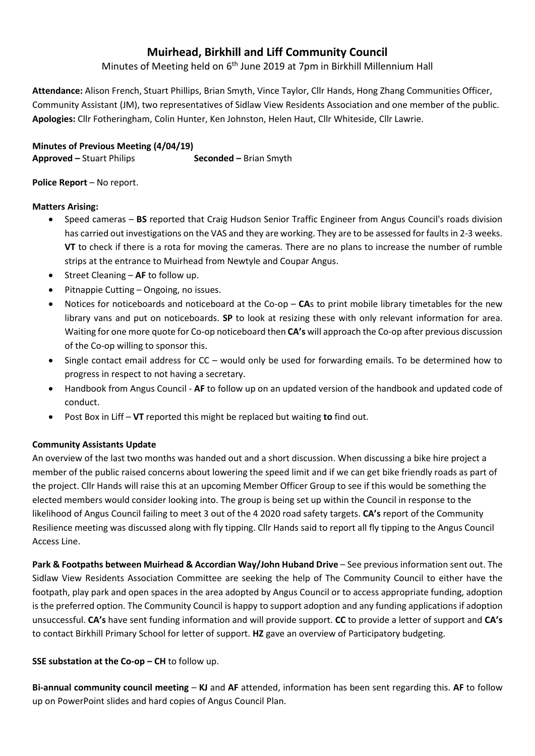# Muirhead, Birkhill and Liff Community Council

Minutes of Meeting held on 6th June 2019 at 7pm in Birkhill Millennium Hall

**Attendance:** Alison French, Stuart Phillips, Brian Smyth, Vince Taylor, Cllr Hands, Hong Zhang Communities Officer, Community Assistant (JM), two representatives of Sidlaw View Residents Association and one member of the public.
**Apologies:** Cllr Fotheringham, Colin Hunter, Ken Johnston, Helen Haut, Cllr Whiteside, Cllr Lawrie.

**Minutes of Previous Meeting (4/04/19)**
**Approved –** Stuart Philips **Seconded –** Brian Smyth

**Police Report** – No report.

**Matters Arising:**

- Speed cameras – **BS** reported that Craig Hudson Senior Traffic Engineer from Angus Council's roads division has carried out investigations on the VAS and they are working. They are to be assessed for faults in 2-3 weeks. **VT** to check if there is a rota for moving the cameras. There are no plans to increase the number of rumble strips at the entrance to Muirhead from Newtyle and Coupar Angus.
- Street Cleaning – **AF** to follow up.
- Pitnappie Cutting – Ongoing, no issues.
- Notices for noticeboards and noticeboard at the Co-op – **CA**s to print mobile library timetables for the new library vans and put on noticeboards. **SP** to look at resizing these with only relevant information for area. Waiting for one more quote for Co-op noticeboard then **CA's** will approach the Co-op after previous discussion of the Co-op willing to sponsor this.
- Single contact email address for CC – would only be used for forwarding emails. To be determined how to progress in respect to not having a secretary.
- Handbook from Angus Council - **AF** to follow up on an updated version of the handbook and updated code of conduct.
- Post Box in Liff – **VT** reported this might be replaced but waiting **to** find out.

**Community Assistants Update**

An overview of the last two months was handed out and a short discussion. When discussing a bike hire project a member of the public raised concerns about lowering the speed limit and if we can get bike friendly roads as part of the project. Cllr Hands will raise this at an upcoming Member Officer Group to see if this would be something the elected members would consider looking into. The group is being set up within the Council in response to the likelihood of Angus Council failing to meet 3 out of the 4 2020 road safety targets. **CA's** report of the Community Resilience meeting was discussed along with fly tipping. Cllr Hands said to report all fly tipping to the Angus Council Access Line.

**Park & Footpaths between Muirhead & Accordian Way/John Huband Drive** – See previous information sent out. The Sidlaw View Residents Association Committee are seeking the help of The Community Council to either have the footpath, play park and open spaces in the area adopted by Angus Council or to access appropriate funding, adoption is the preferred option. The Community Council is happy to support adoption and any funding applications if adoption unsuccessful. **CA's** have sent funding information and will provide support. **CC** to provide a letter of support and **CA's** to contact Birkhill Primary School for letter of support. **HZ** gave an overview of Participatory budgeting.

**SSE substation at the Co-op – CH** to follow up.

**Bi-annual community council meeting** – **KJ** and **AF** attended, information has been sent regarding this. **AF** to follow up on PowerPoint slides and hard copies of Angus Council Plan.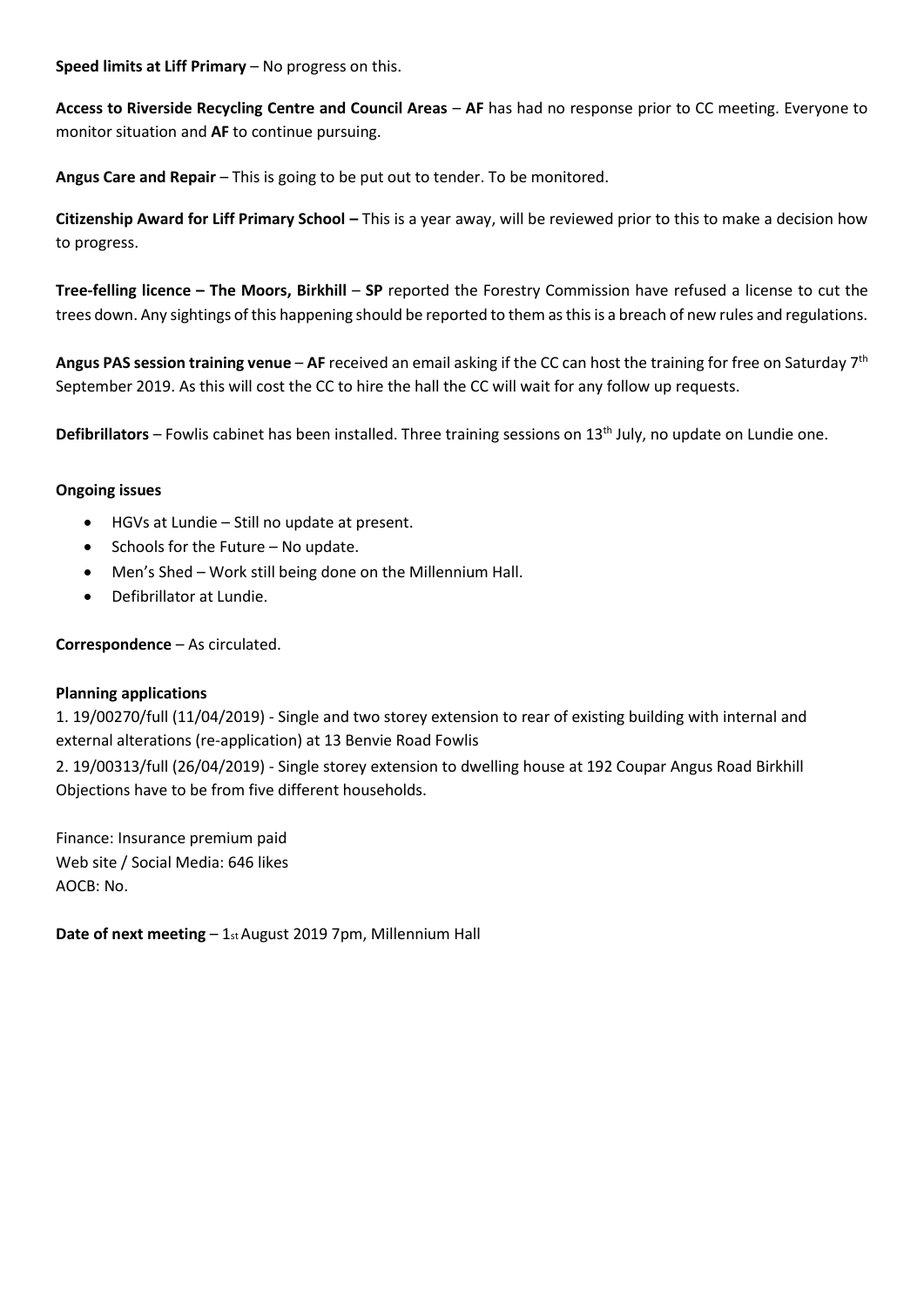**Speed limits at Liff Primary** – No progress on this.

**Access to Riverside Recycling Centre and Council Areas** – **AF** has had no response prior to CC meeting. Everyone to monitor situation and **AF** to continue pursuing.

**Angus Care and Repair** – This is going to be put out to tender. To be monitored.

**Citizenship Award for Liff Primary School –** This is a year away, will be reviewed prior to this to make a decision how to progress.

**Tree-felling licence – The Moors, Birkhill** – **SP** reported the Forestry Commission have refused a license to cut the trees down. Any sightings of this happening should be reported to them as this is a breach of new rules and regulations.

**Angus PAS session training venue** – **AF** received an email asking if the CC can host the training for free on Saturday 7th September 2019. As this will cost the CC to hire the hall the CC will wait for any follow up requests.

**Defibrillators** – Fowlis cabinet has been installed. Three training sessions on 13th July, no update on Lundie one.

**Ongoing issues**

- HGVs at Lundie – Still no update at present.
- Schools for the Future – No update.
- Men's Shed – Work still being done on the Millennium Hall.
- Defibrillator at Lundie.

**Correspondence** – As circulated.

**Planning applications**

1. 19/00270/full (11/04/2019) - Single and two storey extension to rear of existing building with internal and external alterations (re-application) at 13 Benvie Road Fowlis
2. 19/00313/full (26/04/2019) - Single storey extension to dwelling house at 192 Coupar Angus Road Birkhill

Objections have to be from five different households.

Finance: Insurance premium paid
Web site / Social Media: 646 likes
AOCB: No.

**Date of next meeting** – 1st August 2019 7pm, Millennium Hall